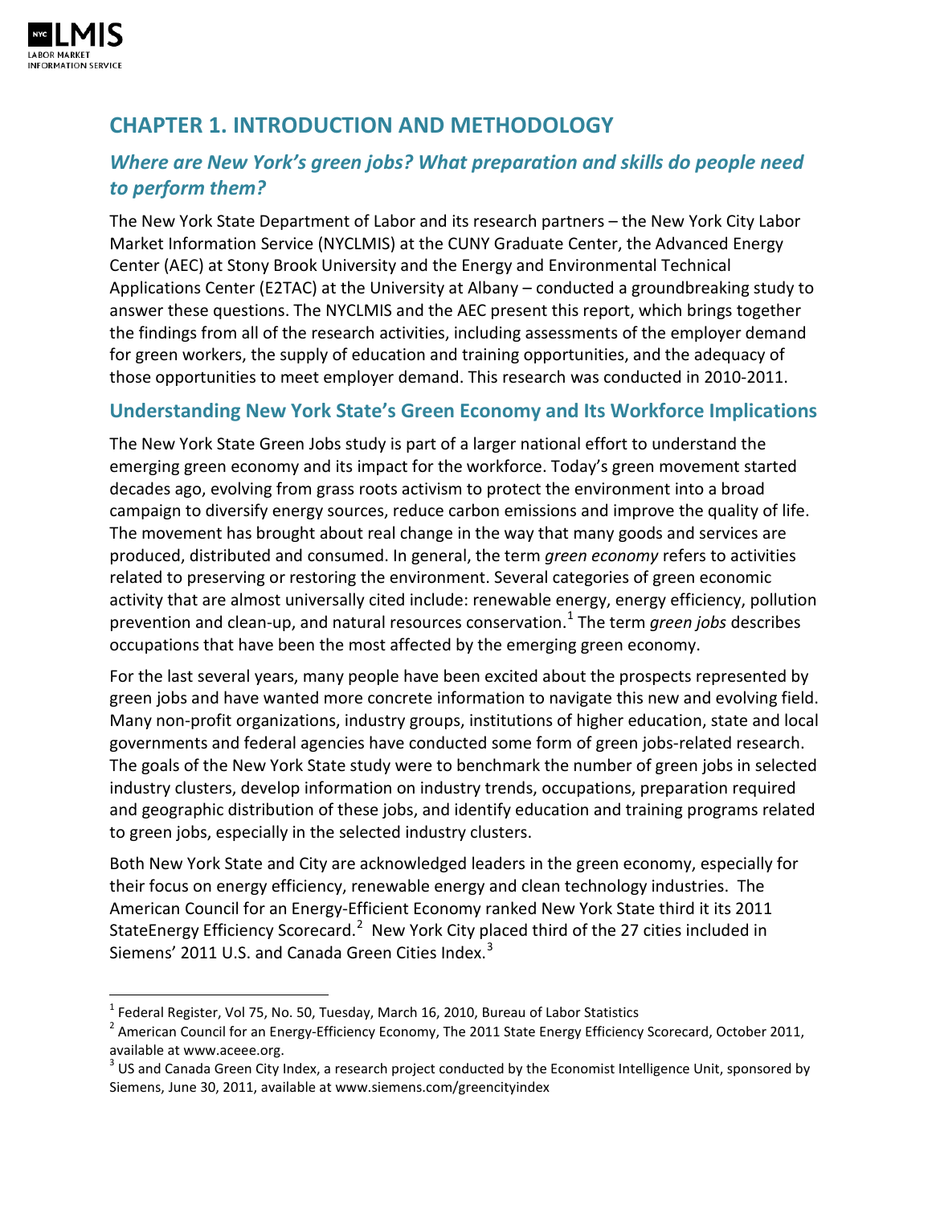# CHAPTER 1. INTRODUCTION AND METHODOLOGY

## *Where are New York's green jobs? What preparation and skills do people need to perform them?*

The New York State Department of Labor and its research partners – the New York City Labor Market Information Service (NYCLMIS) at the CUNY Graduate Center, the Advanced Energy Center (AEC) at Stony Brook University and the Energy and Environmental Technical Applications Center (E2TAC) at the University at Albany – conducted a groundbreaking study to answer these questions. The NYCLMIS and the AEC present this report, which brings together the findings from all of the research activities, including assessments of the employer demand for green workers, the supply of education and training opportunities, and the adequacy of those opportunities to meet employer demand. This research was conducted in 2010-2011.

## Understanding New York State's Green Economy and Its Workforce Implications

The New York State Green Jobs study is part of a larger national effort to understand the emerging green economy and its impact for the workforce. Today's green movement started decades ago, evolving from grass roots activism to protect the environment into a broad campaign to diversify energy sources, reduce carbon emissions and improve the quality of life. The movement has brought about real change in the way that many goods and services are produced, distributed and consumed. In general, the term *green economy* refers to activities related to preserving or restoring the environment. Several categories of green economic activity that are almost universally cited include: renewable energy, energy efficiency, pollution prevention and clean-up, and natural resources conservation.[1] The term *green jobs* describes occupations that have been the most affected by the emerging green economy.

For the last several years, many people have been excited about the prospects represented by green jobs and have wanted more concrete information to navigate this new and evolving field. Many non-profit organizations, industry groups, institutions of higher education, state and local governments and federal agencies have conducted some form of green jobs-related research. The goals of the New York State study were to benchmark the number of green jobs in selected industry clusters, develop information on industry trends, occupations, preparation required and geographic distribution of these jobs, and identify education and training programs related to green jobs, especially in the selected industry clusters.

Both New York State and City are acknowledged leaders in the green economy, especially for their focus on energy efficiency, renewable energy and clean technology industries. The American Council for an Energy-Efficient Economy ranked New York State third it its 2011 StateEnergy Efficiency Scorecard.[2] New York City placed third of the 27 cities included in Siemens' 2011 U.S. and Canada Green Cities Index.[3]

---

[1] Federal Register, Vol 75, No. 50, Tuesday, March 16, 2010, Bureau of Labor Statistics

[2] American Council for an Energy-Efficiency Economy, The 2011 State Energy Efficiency Scorecard, October 2011, available at www.aceee.org.

[3] US and Canada Green City Index, a research project conducted by the Economist Intelligence Unit, sponsored by Siemens, June 30, 2011, available at www.siemens.com/greencityindex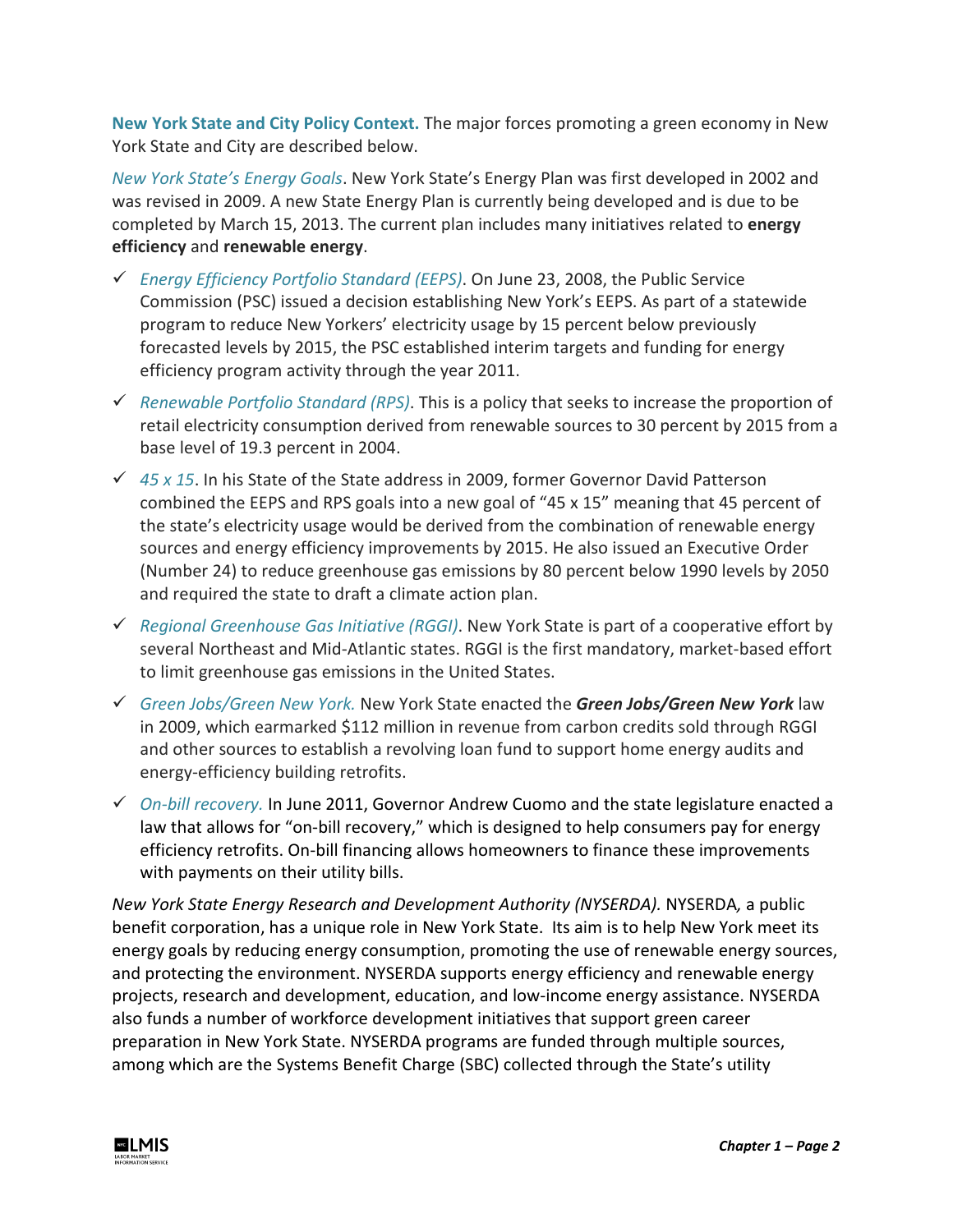**New York State and City Policy Context.** The major forces promoting a green economy in New York State and City are described below.

*New York State's Energy Goals*. New York State's Energy Plan was first developed in 2002 and was revised in 2009. A new State Energy Plan is currently being developed and is due to be completed by March 15, 2013. The current plan includes many initiatives related to **energy efficiency** and **renewable energy**.

- ✓ *Energy Efficiency Portfolio Standard (EEPS)*. On June 23, 2008, the Public Service Commission (PSC) issued a decision establishing New York's EEPS. As part of a statewide program to reduce New Yorkers' electricity usage by 15 percent below previously forecasted levels by 2015, the PSC established interim targets and funding for energy efficiency program activity through the year 2011.
- ✓ *Renewable Portfolio Standard (RPS)*. This is a policy that seeks to increase the proportion of retail electricity consumption derived from renewable sources to 30 percent by 2015 from a base level of 19.3 percent in 2004.
- ✓ *45 x 15*. In his State of the State address in 2009, former Governor David Patterson combined the EEPS and RPS goals into a new goal of "45 x 15" meaning that 45 percent of the state's electricity usage would be derived from the combination of renewable energy sources and energy efficiency improvements by 2015. He also issued an Executive Order (Number 24) to reduce greenhouse gas emissions by 80 percent below 1990 levels by 2050 and required the state to draft a climate action plan.
- ✓ *Regional Greenhouse Gas Initiative (RGGI)*. New York State is part of a cooperative effort by several Northeast and Mid-Atlantic states. RGGI is the first mandatory, market-based effort to limit greenhouse gas emissions in the United States.
- ✓ *Green Jobs/Green New York.* New York State enacted the ***Green Jobs/Green New York*** law in 2009, which earmarked $112 million in revenue from carbon credits sold through RGGI and other sources to establish a revolving loan fund to support home energy audits and energy-efficiency building retrofits.
- ✓ *On-bill recovery.* In June 2011, Governor Andrew Cuomo and the state legislature enacted a law that allows for "on-bill recovery," which is designed to help consumers pay for energy efficiency retrofits. On-bill financing allows homeowners to finance these improvements with payments on their utility bills.

*New York State Energy Research and Development Authority (NYSERDA).* NYSERDA, a public benefit corporation, has a unique role in New York State. Its aim is to help New York meet its energy goals by reducing energy consumption, promoting the use of renewable energy sources, and protecting the environment. NYSERDA supports energy efficiency and renewable energy projects, research and development, education, and low-income energy assistance. NYSERDA also funds a number of workforce development initiatives that support green career preparation in New York State. NYSERDA programs are funded through multiple sources, among which are the Systems Benefit Charge (SBC) collected through the State's utility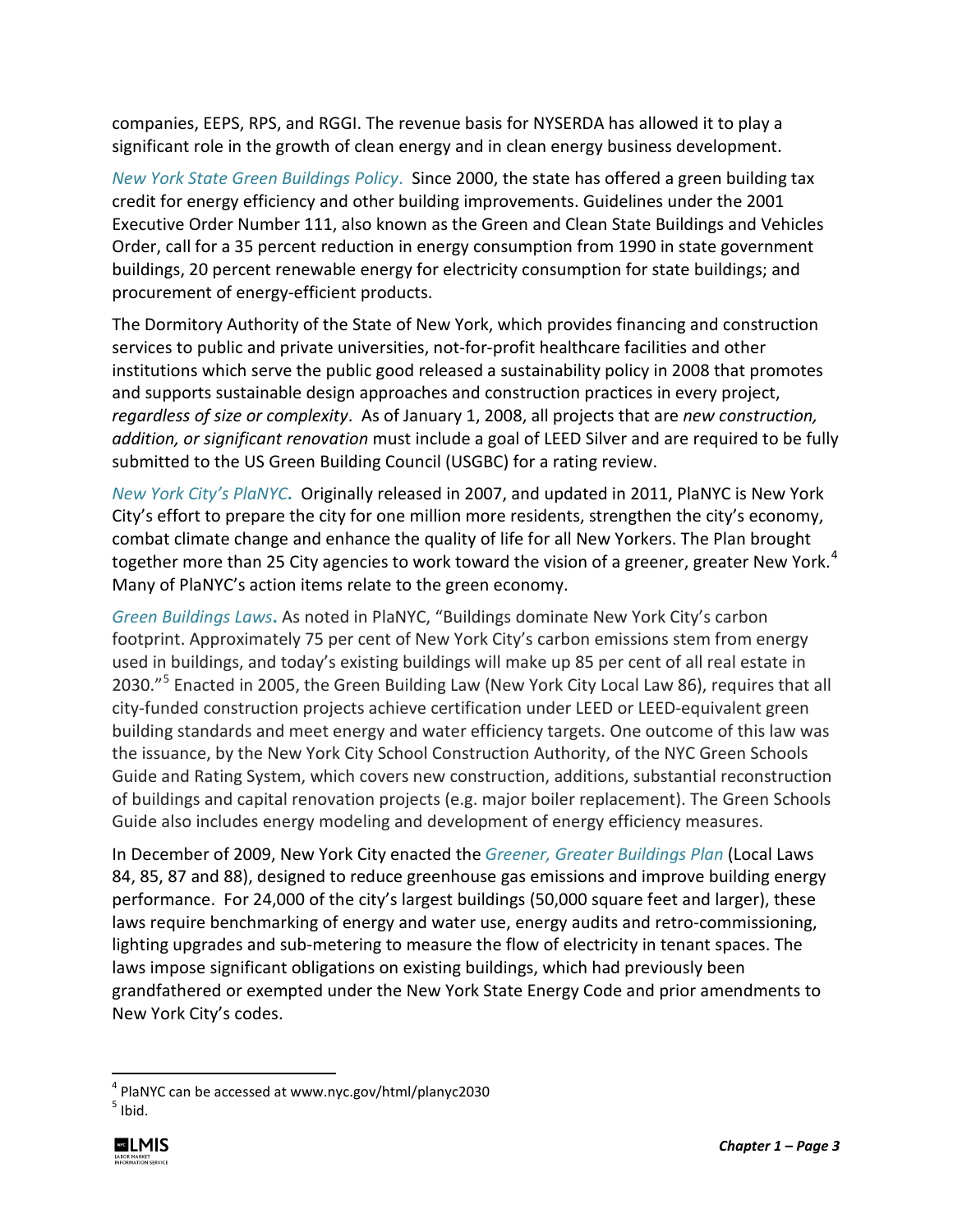companies, EEPS, RPS, and RGGI. The revenue basis for NYSERDA has allowed it to play a significant role in the growth of clean energy and in clean energy business development.

*New York State Green Buildings Policy*. Since 2000, the state has offered a green building tax credit for energy efficiency and other building improvements. Guidelines under the 2001 Executive Order Number 111, also known as the Green and Clean State Buildings and Vehicles Order, call for a 35 percent reduction in energy consumption from 1990 in state government buildings, 20 percent renewable energy for electricity consumption for state buildings; and procurement of energy-efficient products.

The Dormitory Authority of the State of New York, which provides financing and construction services to public and private universities, not-for-profit healthcare facilities and other institutions which serve the public good released a sustainability policy in 2008 that promotes and supports sustainable design approaches and construction practices in every project, *regardless of size or complexity*. As of January 1, 2008, all projects that are *new construction, addition, or significant renovation* must include a goal of LEED Silver and are required to be fully submitted to the US Green Building Council (USGBC) for a rating review.

***New York City's PlaNYC.*** Originally released in 2007, and updated in 2011, PlaNYC is New York City's effort to prepare the city for one million more residents, strengthen the city's economy, combat climate change and enhance the quality of life for all New Yorkers. The Plan brought together more than 25 City agencies to work toward the vision of a greener, greater New York.[4] Many of PlaNYC's action items relate to the green economy.

***Green Buildings Laws.*** As noted in PlaNYC, "Buildings dominate New York City's carbon footprint. Approximately 75 per cent of New York City's carbon emissions stem from energy used in buildings, and today's existing buildings will make up 85 per cent of all real estate in 2030."[5] Enacted in 2005, the Green Building Law (New York City Local Law 86), requires that all city-funded construction projects achieve certification under LEED or LEED-equivalent green building standards and meet energy and water efficiency targets. One outcome of this law was the issuance, by the New York City School Construction Authority, of the NYC Green Schools Guide and Rating System, which covers new construction, additions, substantial reconstruction of buildings and capital renovation projects (e.g. major boiler replacement). The Green Schools Guide also includes energy modeling and development of energy efficiency measures.

In December of 2009, New York City enacted the *Greener, Greater Buildings Plan* (Local Laws 84, 85, 87 and 88), designed to reduce greenhouse gas emissions and improve building energy performance. For 24,000 of the city's largest buildings (50,000 square feet and larger), these laws require benchmarking of energy and water use, energy audits and retro-commissioning, lighting upgrades and sub-metering to measure the flow of electricity in tenant spaces. The laws impose significant obligations on existing buildings, which had previously been grandfathered or exempted under the New York State Energy Code and prior amendments to New York City's codes.

---

[4] PlaNYC can be accessed at www.nyc.gov/html/planyc2030

[5] Ibid.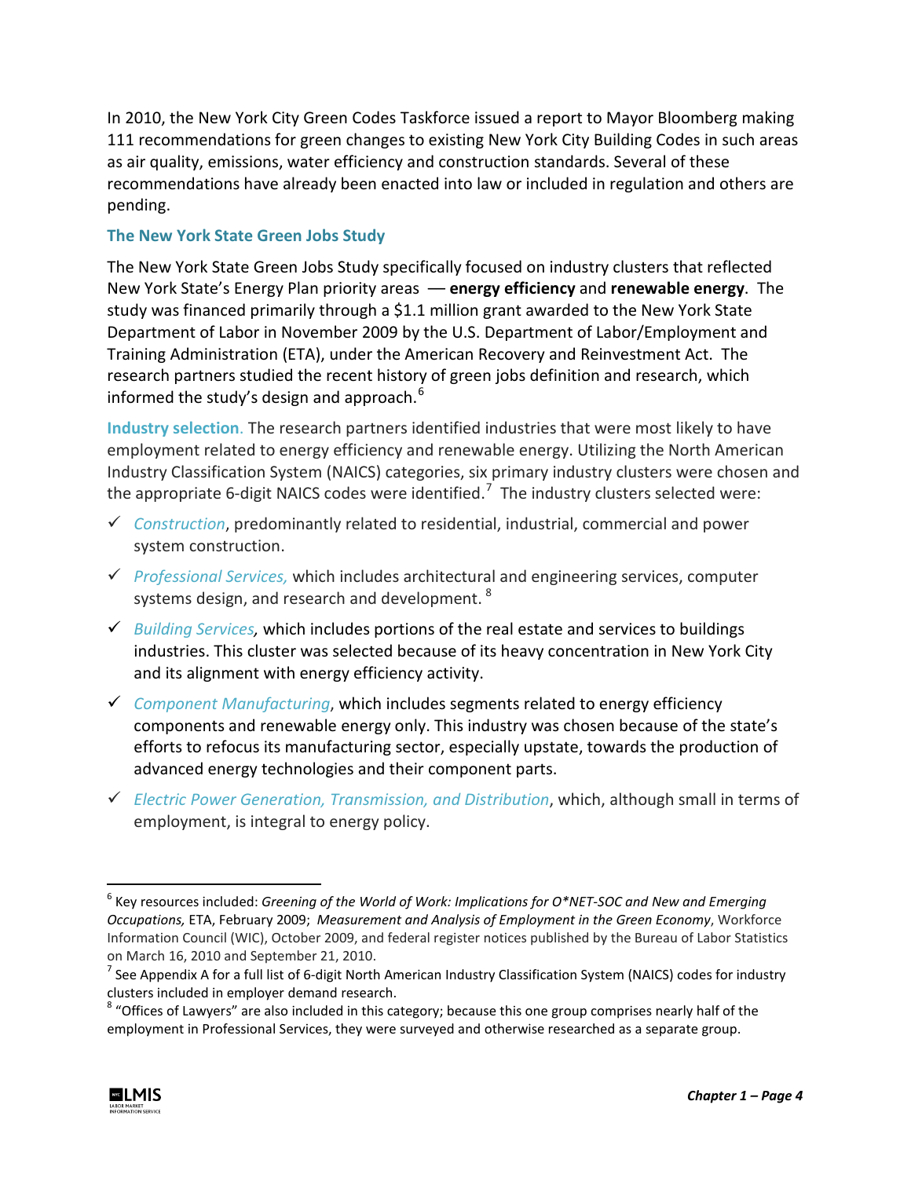In 2010, the New York City Green Codes Taskforce issued a report to Mayor Bloomberg making 111 recommendations for green changes to existing New York City Building Codes in such areas as air quality, emissions, water efficiency and construction standards. Several of these recommendations have already been enacted into law or included in regulation and others are pending.

### The New York State Green Jobs Study

The New York State Green Jobs Study specifically focused on industry clusters that reflected New York State's Energy Plan priority areas — **energy efficiency** and **renewable energy**. The study was financed primarily through a $1.1 million grant awarded to the New York State Department of Labor in November 2009 by the U.S. Department of Labor/Employment and Training Administration (ETA), under the American Recovery and Reinvestment Act. The research partners studied the recent history of green jobs definition and research, which informed the study's design and approach.[6]

**Industry selection.** The research partners identified industries that were most likely to have employment related to energy efficiency and renewable energy. Utilizing the North American Industry Classification System (NAICS) categories, six primary industry clusters were chosen and the appropriate 6-digit NAICS codes were identified.[7] The industry clusters selected were:

- ✓ *Construction*, predominantly related to residential, industrial, commercial and power system construction.
- ✓ *Professional Services,* which includes architectural and engineering services, computer systems design, and research and development.[8]
- ✓ *Building Services,* which includes portions of the real estate and services to buildings industries. This cluster was selected because of its heavy concentration in New York City and its alignment with energy efficiency activity.
- ✓ *Component Manufacturing*, which includes segments related to energy efficiency components and renewable energy only. This industry was chosen because of the state's efforts to refocus its manufacturing sector, especially upstate, towards the production of advanced energy technologies and their component parts.
- ✓ *Electric Power Generation, Transmission, and Distribution*, which, although small in terms of employment, is integral to energy policy.

---

[6] Key resources included: *Greening of the World of Work: Implications for O*NET-SOC and New and Emerging Occupations,* ETA, February 2009; *Measurement and Analysis of Employment in the Green Economy*, Workforce Information Council (WIC), October 2009, and federal register notices published by the Bureau of Labor Statistics on March 16, 2010 and September 21, 2010.

[7] See Appendix A for a full list of 6-digit North American Industry Classification System (NAICS) codes for industry clusters included in employer demand research.

[8] "Offices of Lawyers" are also included in this category; because this one group comprises nearly half of the employment in Professional Services, they were surveyed and otherwise researched as a separate group.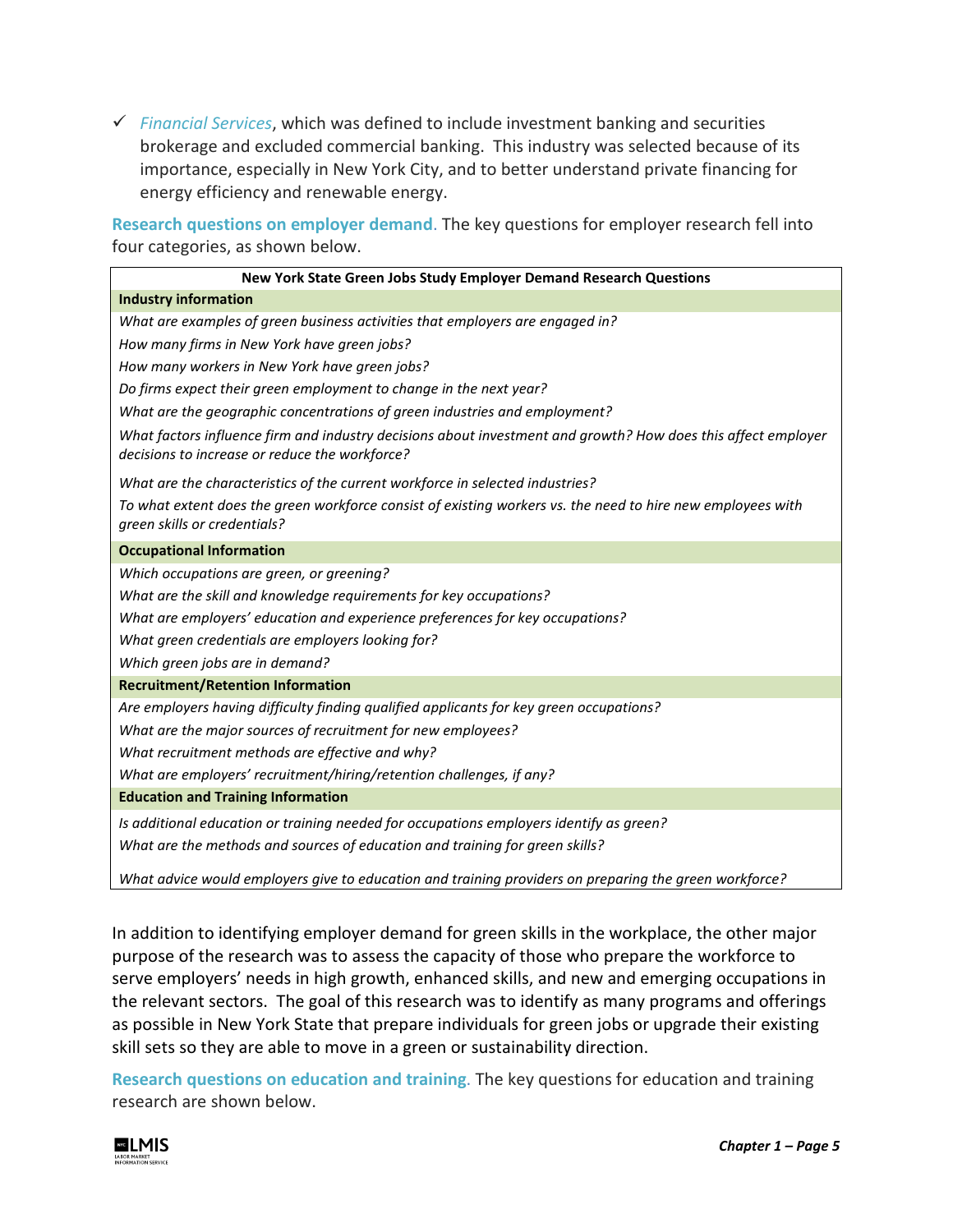- ✓ *Financial Services*, which was defined to include investment banking and securities brokerage and excluded commercial banking. This industry was selected because of its importance, especially in New York City, and to better understand private financing for energy efficiency and renewable energy.

**Research questions on employer demand**. The key questions for employer research fell into four categories, as shown below.

| New York State Green Jobs Study Employer Demand Research Questions |
|---|
| **Industry information** |
| *What are examples of green business activities that employers are engaged in?* |
| *How many firms in New York have green jobs?* |
| *How many workers in New York have green jobs?* |
| *Do firms expect their green employment to change in the next year?* |
| *What are the geographic concentrations of green industries and employment?* |
| *What factors influence firm and industry decisions about investment and growth? How does this affect employer decisions to increase or reduce the workforce?* |
| *What are the characteristics of the current workforce in selected industries?* |
| *To what extent does the green workforce consist of existing workers vs. the need to hire new employees with green skills or credentials?* |
| **Occupational Information** |
| *Which occupations are green, or greening?* |
| *What are the skill and knowledge requirements for key occupations?* |
| *What are employers' education and experience preferences for key occupations?* |
| *What green credentials are employers looking for?* |
| *Which green jobs are in demand?* |
| **Recruitment/Retention Information** |
| *Are employers having difficulty finding qualified applicants for key green occupations?* |
| *What are the major sources of recruitment for new employees?* |
| *What recruitment methods are effective and why?* |
| *What are employers' recruitment/hiring/retention challenges, if any?* |
| **Education and Training Information** |
| *Is additional education or training needed for occupations employers identify as green?* |
| *What are the methods and sources of education and training for green skills?* |
| *What advice would employers give to education and training providers on preparing the green workforce?* |

In addition to identifying employer demand for green skills in the workplace, the other major purpose of the research was to assess the capacity of those who prepare the workforce to serve employers' needs in high growth, enhanced skills, and new and emerging occupations in the relevant sectors. The goal of this research was to identify as many programs and offerings as possible in New York State that prepare individuals for green jobs or upgrade their existing skill sets so they are able to move in a green or sustainability direction.

**Research questions on education and training**. The key questions for education and training research are shown below.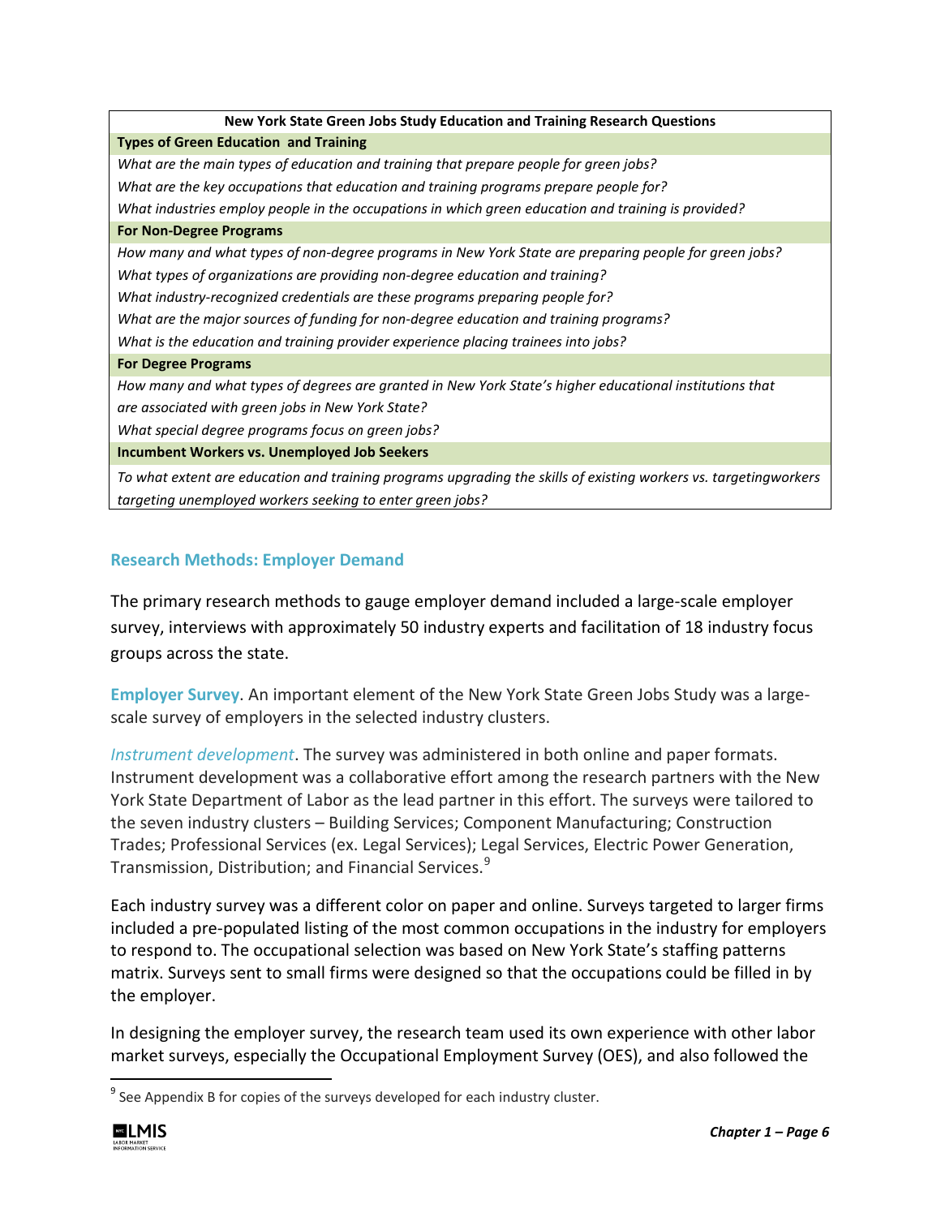| New York State Green Jobs Study Education and Training Research Questions |
|---|
| **Types of Green Education and Training** |
| *What are the main types of education and training that prepare people for green jobs?* |
| *What are the key occupations that education and training programs prepare people for?* |
| *What industries employ people in the occupations in which green education and training is provided?* |
| **For Non-Degree Programs** |
| *How many and what types of non-degree programs in New York State are preparing people for green jobs?* |
| *What types of organizations are providing non-degree education and training?* |
| *What industry-recognized credentials are these programs preparing people for?* |
| *What are the major sources of funding for non-degree education and training programs?* |
| *What is the education and training provider experience placing trainees into jobs?* |
| **For Degree Programs** |
| *How many and what types of degrees are granted in New York State's higher educational institutions that are associated with green jobs in New York State?* |
| *What special degree programs focus on green jobs?* |
| **Incumbent Workers vs. Unemployed Job Seekers** |
| *To what extent are education and training programs upgrading the skills of existing workers vs. targetingworkers targeting unemployed workers seeking to enter green jobs?* |

## Research Methods: Employer Demand

The primary research methods to gauge employer demand included a large-scale employer survey, interviews with approximately 50 industry experts and facilitation of 18 industry focus groups across the state.

**Employer Survey**. An important element of the New York State Green Jobs Study was a large-scale survey of employers in the selected industry clusters.

*Instrument development*. The survey was administered in both online and paper formats. Instrument development was a collaborative effort among the research partners with the New York State Department of Labor as the lead partner in this effort. The surveys were tailored to the seven industry clusters – Building Services; Component Manufacturing; Construction Trades; Professional Services (ex. Legal Services); Legal Services, Electric Power Generation, Transmission, Distribution; and Financial Services.[9]

Each industry survey was a different color on paper and online. Surveys targeted to larger firms included a pre-populated listing of the most common occupations in the industry for employers to respond to. The occupational selection was based on New York State's staffing patterns matrix. Surveys sent to small firms were designed so that the occupations could be filled in by the employer.

In designing the employer survey, the research team used its own experience with other labor market surveys, especially the Occupational Employment Survey (OES), and also followed the

[9] See Appendix B for copies of the surveys developed for each industry cluster.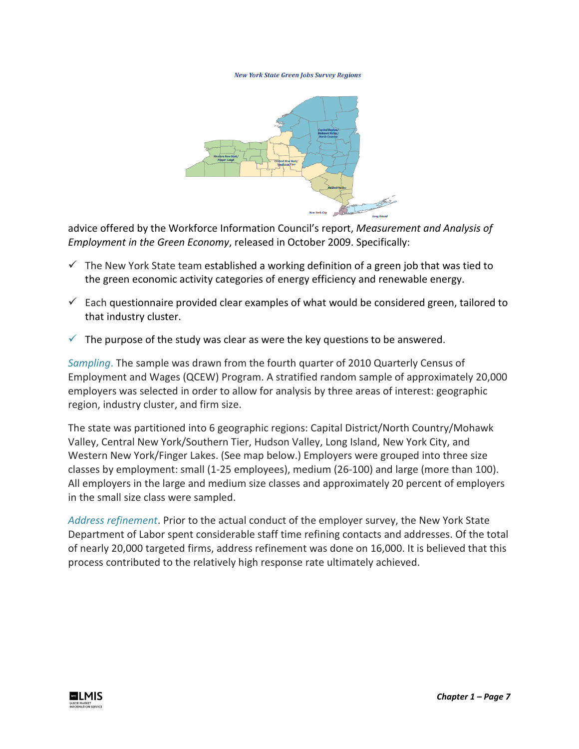New York State Green Jobs Survey Regions

advice offered by the Workforce Information Council's report, *Measurement and Analysis of Employment in the Green Economy*, released in October 2009. Specifically:

- ✓ The New York State team established a working definition of a green job that was tied to the green economic activity categories of energy efficiency and renewable energy.
- ✓ Each questionnaire provided clear examples of what would be considered green, tailored to that industry cluster.
- ✓ The purpose of the study was clear as were the key questions to be answered.

*Sampling*. The sample was drawn from the fourth quarter of 2010 Quarterly Census of Employment and Wages (QCEW) Program. A stratified random sample of approximately 20,000 employers was selected in order to allow for analysis by three areas of interest: geographic region, industry cluster, and firm size.

The state was partitioned into 6 geographic regions: Capital District/North Country/Mohawk Valley, Central New York/Southern Tier, Hudson Valley, Long Island, New York City, and Western New York/Finger Lakes. (See map below.) Employers were grouped into three size classes by employment: small (1-25 employees), medium (26-100) and large (more than 100). All employers in the large and medium size classes and approximately 20 percent of employers in the small size class were sampled.

*Address refinement*. Prior to the actual conduct of the employer survey, the New York State Department of Labor spent considerable staff time refining contacts and addresses. Of the total of nearly 20,000 targeted firms, address refinement was done on 16,000. It is believed that this process contributed to the relatively high response rate ultimately achieved.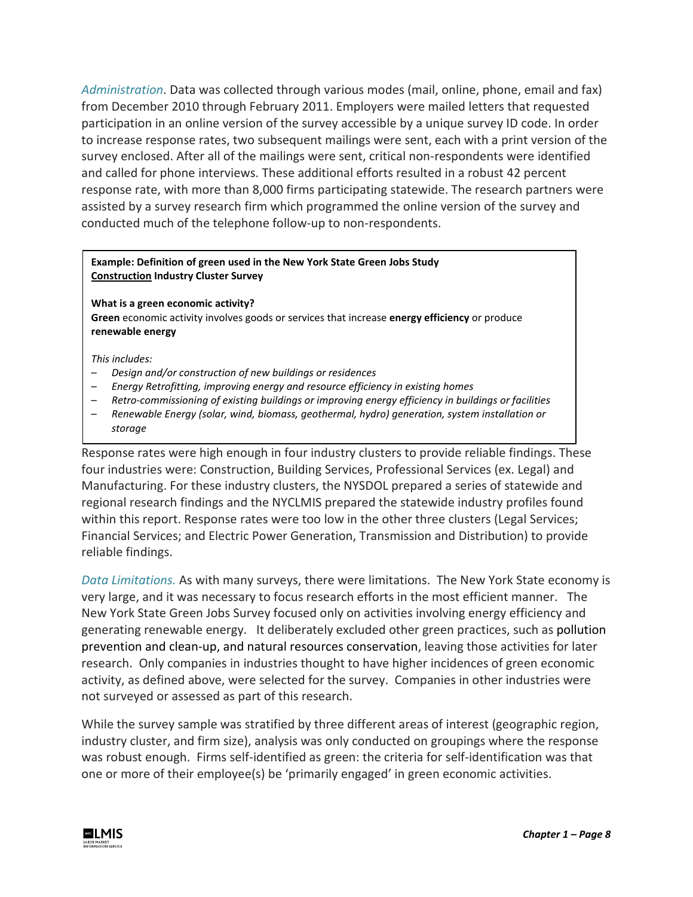*Administration*. Data was collected through various modes (mail, online, phone, email and fax) from December 2010 through February 2011. Employers were mailed letters that requested participation in an online version of the survey accessible by a unique survey ID code. In order to increase response rates, two subsequent mailings were sent, each with a print version of the survey enclosed. After all of the mailings were sent, critical non-respondents were identified and called for phone interviews. These additional efforts resulted in a robust 42 percent response rate, with more than 8,000 firms participating statewide. The research partners were assisted by a survey research firm which programmed the online version of the survey and conducted much of the telephone follow-up to non-respondents.

> **Example: Definition of green used in the New York State Green Jobs Study**
> **<u>Construction</u> Industry Cluster Survey**
>
> **What is a green economic activity?**
> **Green** economic activity involves goods or services that increase **energy efficiency** or produce **renewable energy**
>
> *This includes:*
> - *Design and/or construction of new buildings or residences*
> - *Energy Retrofitting, improving energy and resource efficiency in existing homes*
> - *Retro-commissioning of existing buildings or improving energy efficiency in buildings or facilities*
> - *Renewable Energy (solar, wind, biomass, geothermal, hydro) generation, system installation or storage*

Response rates were high enough in four industry clusters to provide reliable findings. These four industries were: Construction, Building Services, Professional Services (ex. Legal) and Manufacturing. For these industry clusters, the NYSDOL prepared a series of statewide and regional research findings and the NYCLMIS prepared the statewide industry profiles found within this report. Response rates were too low in the other three clusters (Legal Services; Financial Services; and Electric Power Generation, Transmission and Distribution) to provide reliable findings.

*Data Limitations.* As with many surveys, there were limitations. The New York State economy is very large, and it was necessary to focus research efforts in the most efficient manner. The New York State Green Jobs Survey focused only on activities involving energy efficiency and generating renewable energy. It deliberately excluded other green practices, such as pollution prevention and clean-up, and natural resources conservation, leaving those activities for later research. Only companies in industries thought to have higher incidences of green economic activity, as defined above, were selected for the survey. Companies in other industries were not surveyed or assessed as part of this research.

While the survey sample was stratified by three different areas of interest (geographic region, industry cluster, and firm size), analysis was only conducted on groupings where the response was robust enough. Firms self-identified as green: the criteria for self-identification was that one or more of their employee(s) be 'primarily engaged' in green economic activities.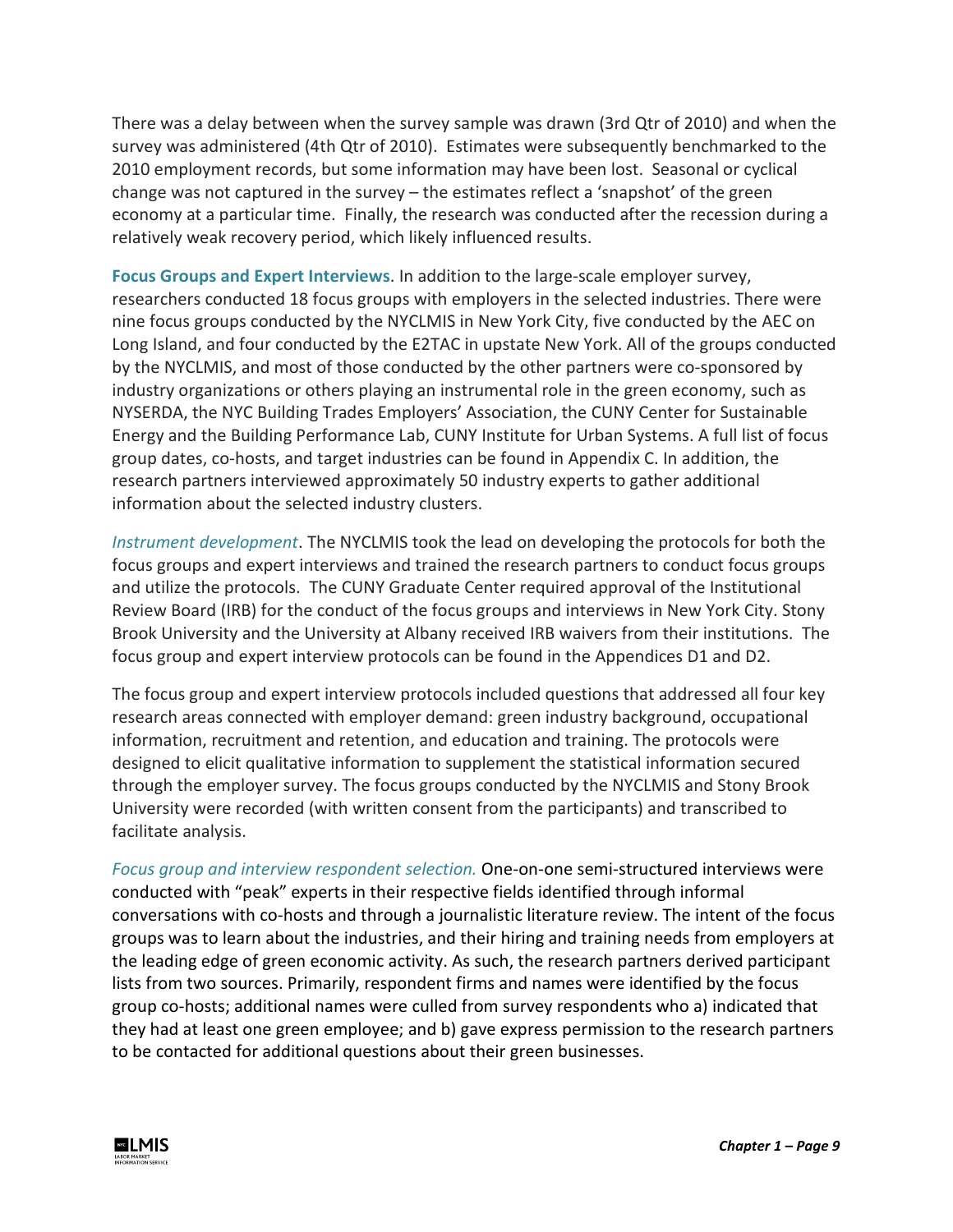There was a delay between when the survey sample was drawn (3rd Qtr of 2010) and when the survey was administered (4th Qtr of 2010). Estimates were subsequently benchmarked to the 2010 employment records, but some information may have been lost. Seasonal or cyclical change was not captured in the survey – the estimates reflect a 'snapshot' of the green economy at a particular time. Finally, the research was conducted after the recession during a relatively weak recovery period, which likely influenced results.

**Focus Groups and Expert Interviews**. In addition to the large-scale employer survey, researchers conducted 18 focus groups with employers in the selected industries. There were nine focus groups conducted by the NYCLMIS in New York City, five conducted by the AEC on Long Island, and four conducted by the E2TAC in upstate New York. All of the groups conducted by the NYCLMIS, and most of those conducted by the other partners were co-sponsored by industry organizations or others playing an instrumental role in the green economy, such as NYSERDA, the NYC Building Trades Employers' Association, the CUNY Center for Sustainable Energy and the Building Performance Lab, CUNY Institute for Urban Systems. A full list of focus group dates, co-hosts, and target industries can be found in Appendix C. In addition, the research partners interviewed approximately 50 industry experts to gather additional information about the selected industry clusters.

*Instrument development*. The NYCLMIS took the lead on developing the protocols for both the focus groups and expert interviews and trained the research partners to conduct focus groups and utilize the protocols. The CUNY Graduate Center required approval of the Institutional Review Board (IRB) for the conduct of the focus groups and interviews in New York City. Stony Brook University and the University at Albany received IRB waivers from their institutions. The focus group and expert interview protocols can be found in the Appendices D1 and D2.

The focus group and expert interview protocols included questions that addressed all four key research areas connected with employer demand: green industry background, occupational information, recruitment and retention, and education and training. The protocols were designed to elicit qualitative information to supplement the statistical information secured through the employer survey. The focus groups conducted by the NYCLMIS and Stony Brook University were recorded (with written consent from the participants) and transcribed to facilitate analysis.

*Focus group and interview respondent selection.* One-on-one semi-structured interviews were conducted with "peak" experts in their respective fields identified through informal conversations with co-hosts and through a journalistic literature review. The intent of the focus groups was to learn about the industries, and their hiring and training needs from employers at the leading edge of green economic activity. As such, the research partners derived participant lists from two sources. Primarily, respondent firms and names were identified by the focus group co-hosts; additional names were culled from survey respondents who a) indicated that they had at least one green employee; and b) gave express permission to the research partners to be contacted for additional questions about their green businesses.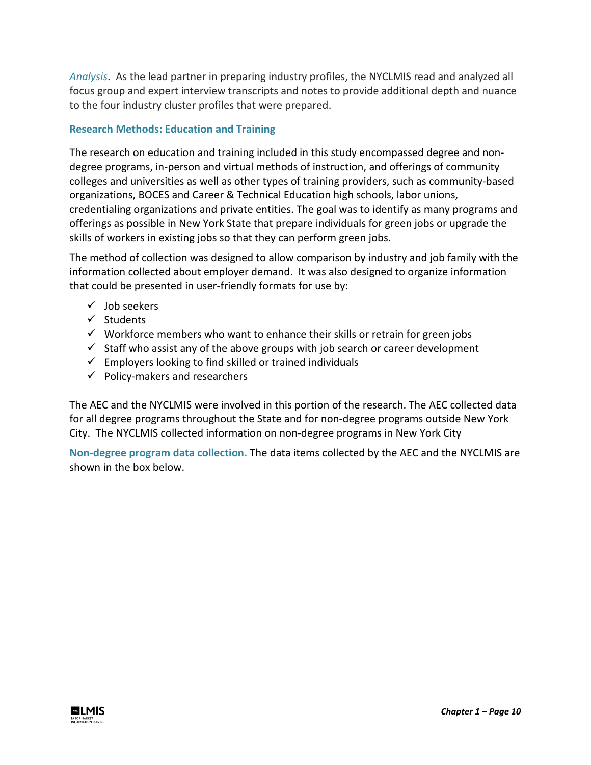*Analysis*. As the lead partner in preparing industry profiles, the NYCLMIS read and analyzed all focus group and expert interview transcripts and notes to provide additional depth and nuance to the four industry cluster profiles that were prepared.

### Research Methods: Education and Training

The research on education and training included in this study encompassed degree and non-degree programs, in-person and virtual methods of instruction, and offerings of community colleges and universities as well as other types of training providers, such as community-based organizations, BOCES and Career & Technical Education high schools, labor unions, credentialing organizations and private entities. The goal was to identify as many programs and offerings as possible in New York State that prepare individuals for green jobs or upgrade the skills of workers in existing jobs so that they can perform green jobs.

The method of collection was designed to allow comparison by industry and job family with the information collected about employer demand. It was also designed to organize information that could be presented in user-friendly formats for use by:

- ✓ Job seekers
- ✓ Students
- ✓ Workforce members who want to enhance their skills or retrain for green jobs
- ✓ Staff who assist any of the above groups with job search or career development
- ✓ Employers looking to find skilled or trained individuals
- ✓ Policy-makers and researchers

The AEC and the NYCLMIS were involved in this portion of the research. The AEC collected data for all degree programs throughout the State and for non-degree programs outside New York City. The NYCLMIS collected information on non-degree programs in New York City

**Non-degree program data collection.** The data items collected by the AEC and the NYCLMIS are shown in the box below.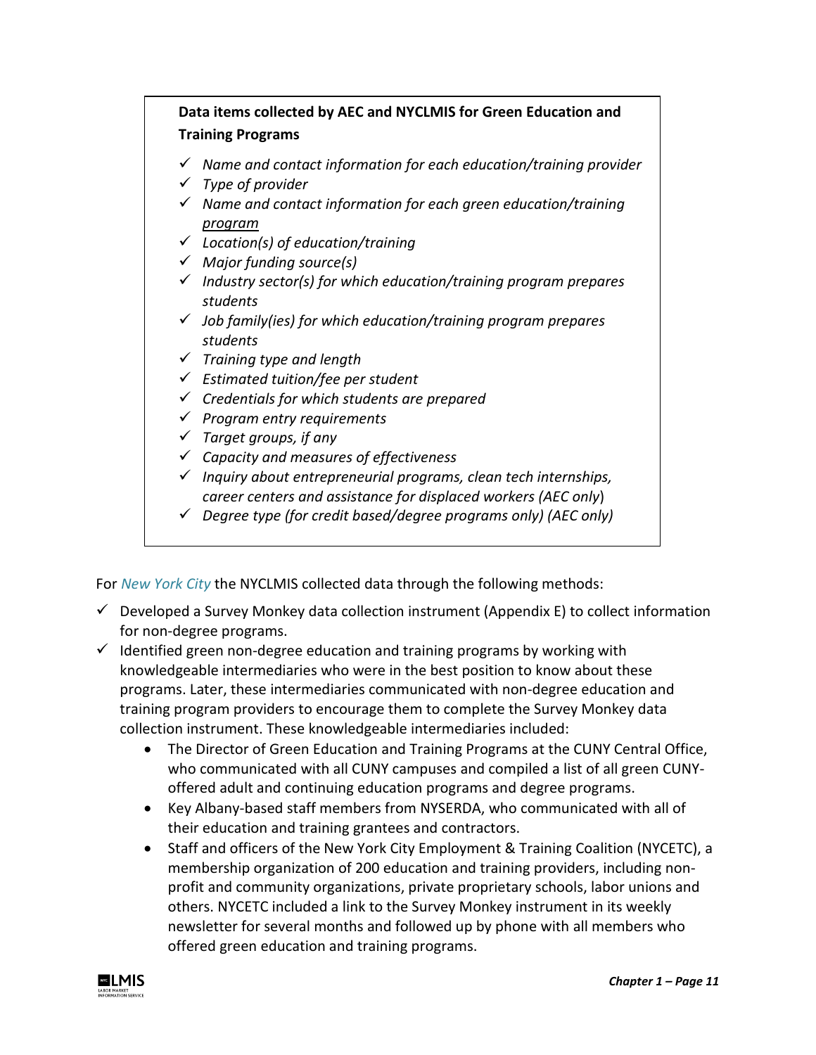**Data items collected by AEC and NYCLMIS for Green Education and Training Programs**

- ✓ *Name and contact information for each education/training provider*
- ✓ *Type of provider*
- ✓ *Name and contact information for each green education/training program*
- ✓ *Location(s) of education/training*
- ✓ *Major funding source(s)*
- ✓ *Industry sector(s) for which education/training program prepares students*
- ✓ *Job family(ies) for which education/training program prepares students*
- ✓ *Training type and length*
- ✓ *Estimated tuition/fee per student*
- ✓ *Credentials for which students are prepared*
- ✓ *Program entry requirements*
- ✓ *Target groups, if any*
- ✓ *Capacity and measures of effectiveness*
- ✓ *Inquiry about entrepreneurial programs, clean tech internships, career centers and assistance for displaced workers (AEC only)*
- ✓ *Degree type (for credit based/degree programs only) (AEC only)*

For *New York City* the NYCLMIS collected data through the following methods:

- ✓ Developed a Survey Monkey data collection instrument (Appendix E) to collect information for non-degree programs.
- ✓ Identified green non-degree education and training programs by working with knowledgeable intermediaries who were in the best position to know about these programs. Later, these intermediaries communicated with non-degree education and training program providers to encourage them to complete the Survey Monkey data collection instrument. These knowledgeable intermediaries included:
  - The Director of Green Education and Training Programs at the CUNY Central Office, who communicated with all CUNY campuses and compiled a list of all green CUNY-offered adult and continuing education programs and degree programs.
  - Key Albany-based staff members from NYSERDA, who communicated with all of their education and training grantees and contractors.
  - Staff and officers of the New York City Employment & Training Coalition (NYCETC), a membership organization of 200 education and training providers, including non-profit and community organizations, private proprietary schools, labor unions and others. NYCETC included a link to the Survey Monkey instrument in its weekly newsletter for several months and followed up by phone with all members who offered green education and training programs.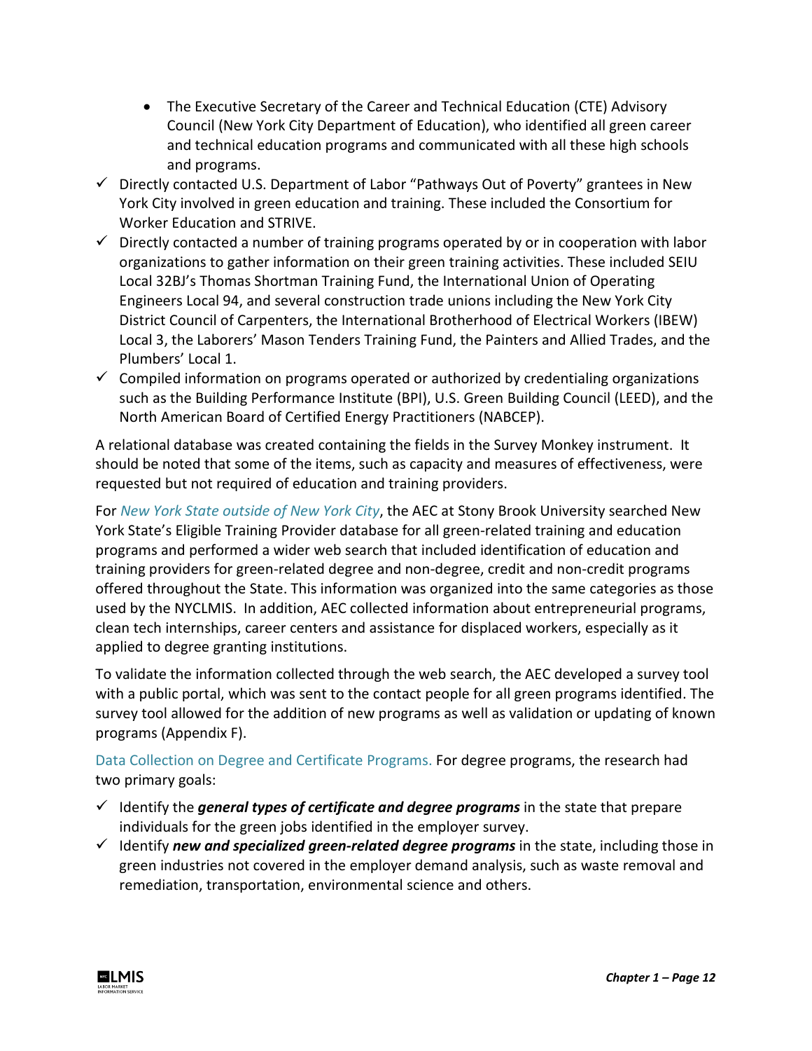- The Executive Secretary of the Career and Technical Education (CTE) Advisory Council (New York City Department of Education), who identified all green career and technical education programs and communicated with all these high schools and programs.
- ✓ Directly contacted U.S. Department of Labor "Pathways Out of Poverty" grantees in New York City involved in green education and training. These included the Consortium for Worker Education and STRIVE.
- ✓ Directly contacted a number of training programs operated by or in cooperation with labor organizations to gather information on their green training activities. These included SEIU Local 32BJ's Thomas Shortman Training Fund, the International Union of Operating Engineers Local 94, and several construction trade unions including the New York City District Council of Carpenters, the International Brotherhood of Electrical Workers (IBEW) Local 3, the Laborers' Mason Tenders Training Fund, the Painters and Allied Trades, and the Plumbers' Local 1.
- ✓ Compiled information on programs operated or authorized by credentialing organizations such as the Building Performance Institute (BPI), U.S. Green Building Council (LEED), and the North American Board of Certified Energy Practitioners (NABCEP).

A relational database was created containing the fields in the Survey Monkey instrument. It should be noted that some of the items, such as capacity and measures of effectiveness, were requested but not required of education and training providers.

For *New York State outside of New York City*, the AEC at Stony Brook University searched New York State's Eligible Training Provider database for all green-related training and education programs and performed a wider web search that included identification of education and training providers for green-related degree and non-degree, credit and non-credit programs offered throughout the State. This information was organized into the same categories as those used by the NYCLMIS. In addition, AEC collected information about entrepreneurial programs, clean tech internships, career centers and assistance for displaced workers, especially as it applied to degree granting institutions.

To validate the information collected through the web search, the AEC developed a survey tool with a public portal, which was sent to the contact people for all green programs identified. The survey tool allowed for the addition of new programs as well as validation or updating of known programs (Appendix F).

Data Collection on Degree and Certificate Programs. For degree programs, the research had two primary goals:

- ✓ Identify the ***general types of certificate and degree programs*** in the state that prepare individuals for the green jobs identified in the employer survey.
- ✓ Identify ***new and specialized green-related degree programs*** in the state, including those in green industries not covered in the employer demand analysis, such as waste removal and remediation, transportation, environmental science and others.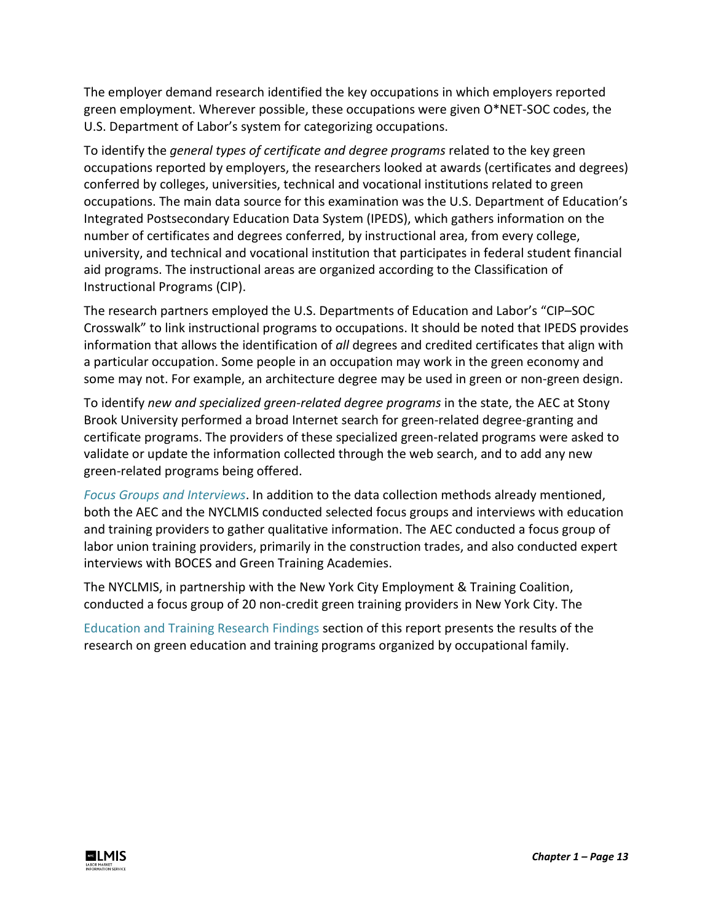The employer demand research identified the key occupations in which employers reported green employment. Wherever possible, these occupations were given O*NET-SOC codes, the U.S. Department of Labor's system for categorizing occupations.

To identify the *general types of certificate and degree programs* related to the key green occupations reported by employers, the researchers looked at awards (certificates and degrees) conferred by colleges, universities, technical and vocational institutions related to green occupations. The main data source for this examination was the U.S. Department of Education's Integrated Postsecondary Education Data System (IPEDS), which gathers information on the number of certificates and degrees conferred, by instructional area, from every college, university, and technical and vocational institution that participates in federal student financial aid programs. The instructional areas are organized according to the Classification of Instructional Programs (CIP).

The research partners employed the U.S. Departments of Education and Labor's "CIP–SOC Crosswalk" to link instructional programs to occupations. It should be noted that IPEDS provides information that allows the identification of *all* degrees and credited certificates that align with a particular occupation. Some people in an occupation may work in the green economy and some may not. For example, an architecture degree may be used in green or non-green design.

To identify *new and specialized green-related degree programs* in the state, the AEC at Stony Brook University performed a broad Internet search for green-related degree-granting and certificate programs. The providers of these specialized green-related programs were asked to validate or update the information collected through the web search, and to add any new green-related programs being offered.

*Focus Groups and Interviews*. In addition to the data collection methods already mentioned, both the AEC and the NYCLMIS conducted selected focus groups and interviews with education and training providers to gather qualitative information. The AEC conducted a focus group of labor union training providers, primarily in the construction trades, and also conducted expert interviews with BOCES and Green Training Academies.

The NYCLMIS, in partnership with the New York City Employment & Training Coalition, conducted a focus group of 20 non-credit green training providers in New York City. The

Education and Training Research Findings section of this report presents the results of the research on green education and training programs organized by occupational family.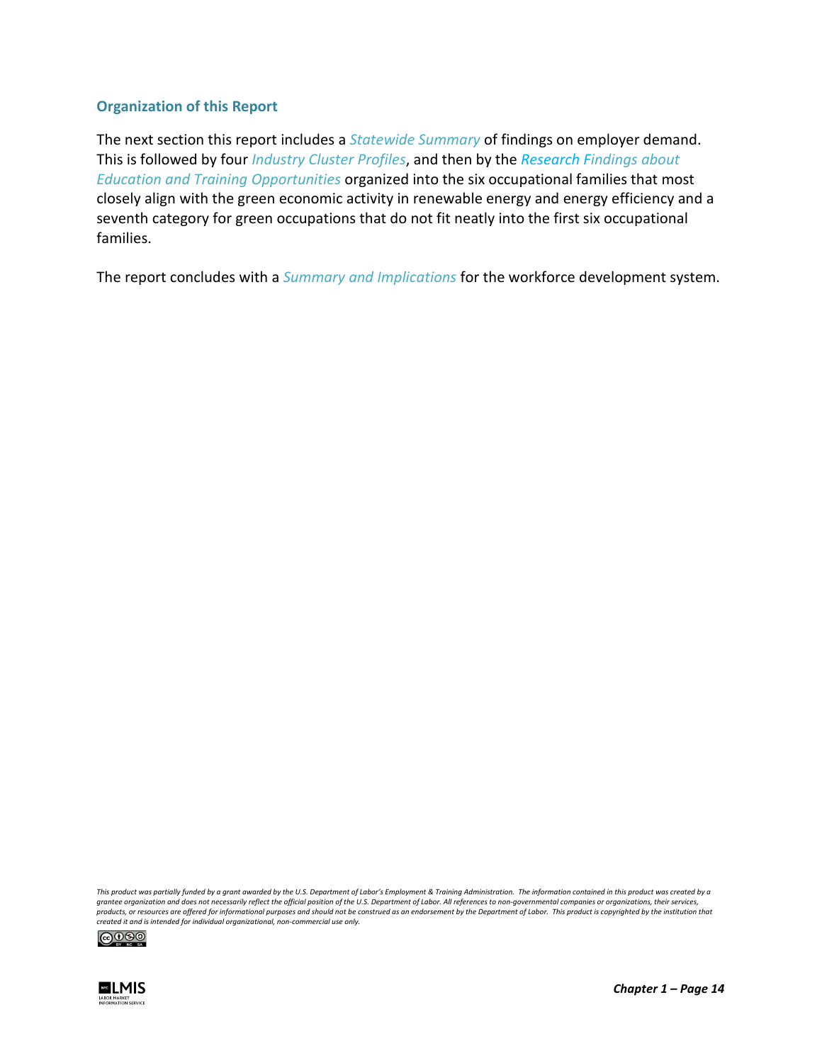## Organization of this Report

The next section this report includes a *Statewide Summary* of findings on employer demand. This is followed by four *Industry Cluster Profiles*, and then by the *Research Findings about Education and Training Opportunities* organized into the six occupational families that most closely align with the green economic activity in renewable energy and energy efficiency and a seventh category for green occupations that do not fit neatly into the first six occupational families.

The report concludes with a *Summary and Implications* for the workforce development system.

*This product was partially funded by a grant awarded by the U.S. Department of Labor's Employment & Training Administration. The information contained in this product was created by a grantee organization and does not necessarily reflect the official position of the U.S. Department of Labor. All references to non-governmental companies or organizations, their services, products, or resources are offered for informational purposes and should not be construed as an endorsement by the Department of Labor. This product is copyrighted by the institution that created it and is intended for individual organizational, non-commercial use only.*